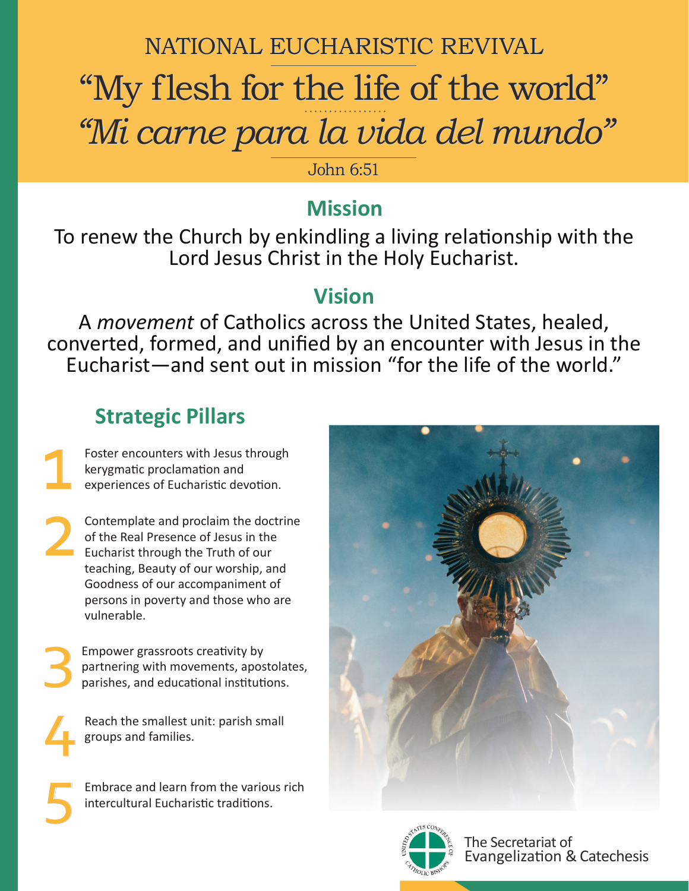NATIONAL EUCHARISTIC REVIVAL

# "My flesh for the life of the world"

# *"Mi carne para la vida del mundo"*

John 6:51

## Mission

To renew the Church by enkindling a living relationship with the Lord Jesus Christ in the Holy Eucharist.

## Vision

A *movement* of Catholics across the United States, healed, converted, formed, and unified by an encounter with Jesus in the Eucharist—and sent out in mission "for the life of the world."

## Strategic Pillars

1. Foster encounters with Jesus through kerygmatic proclamation and experiences of Eucharistic devotion.
2. Contemplate and proclaim the doctrine of the Real Presence of Jesus in the Eucharist through the Truth of our teaching, Beauty of our worship, and Goodness of our accompaniment of persons in poverty and those who are vulnerable.
3. Empower grassroots creativity by partnering with movements, apostolates, parishes, and educational institutions.
4. Reach the smallest unit: parish small groups and families.
5. Embrace and learn from the various rich intercultural Eucharistic traditions.

United States Conference of Catholic Bishops

The Secretariat of Evangelization & Catechesis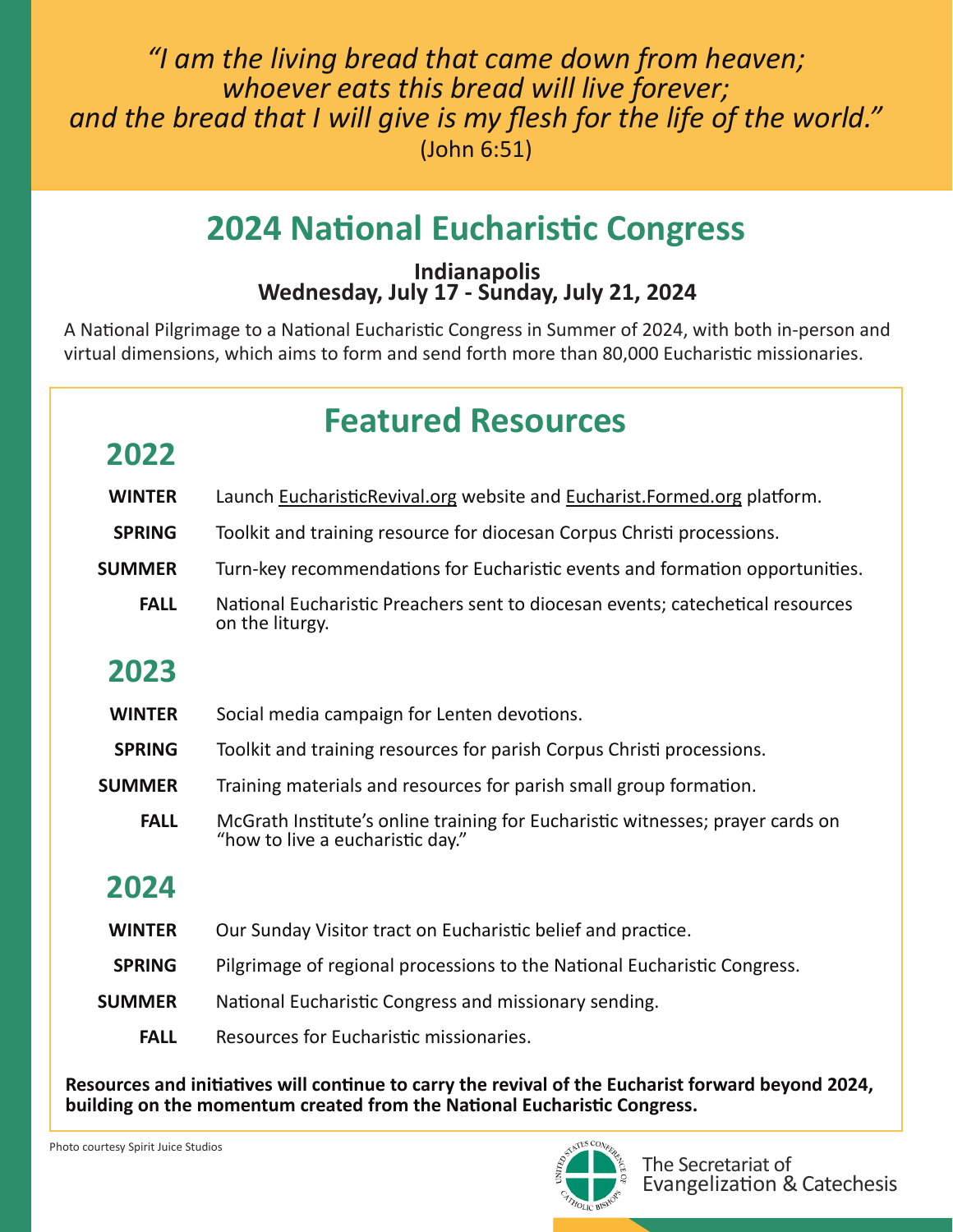*"I am the living bread that came down from heaven;*
*whoever eats this bread will live forever;*
*and the bread that I will give is my flesh for the life of the world."*
(John 6:51)

# 2024 National Eucharistic Congress

**Indianapolis**
**Wednesday, July 17 - Sunday, July 21, 2024**

A National Pilgrimage to a National Eucharistic Congress in Summer of 2024, with both in-person and virtual dimensions, which aims to form and send forth more than 80,000 Eucharistic missionaries.

## Featured Resources

### 2022

| | |
|---|---|
| **WINTER** | Launch EucharisticRevival.org website and Eucharist.Formed.org platform. |
| **SPRING** | Toolkit and training resource for diocesan Corpus Christi processions. |
| **SUMMER** | Turn-key recommendations for Eucharistic events and formation opportunities. |
| **FALL** | National Eucharistic Preachers sent to diocesan events; catechetical resources on the liturgy. |

### 2023

| | |
|---|---|
| **WINTER** | Social media campaign for Lenten devotions. |
| **SPRING** | Toolkit and training resources for parish Corpus Christi processions. |
| **SUMMER** | Training materials and resources for parish small group formation. |
| **FALL** | McGrath Institute's online training for Eucharistic witnesses; prayer cards on "how to live a eucharistic day." |

### 2024

| | |
|---|---|
| **WINTER** | Our Sunday Visitor tract on Eucharistic belief and practice. |
| **SPRING** | Pilgrimage of regional processions to the National Eucharistic Congress. |
| **SUMMER** | National Eucharistic Congress and missionary sending. |
| **FALL** | Resources for Eucharistic missionaries. |

**Resources and initiatives will continue to carry the revival of the Eucharist forward beyond 2024, building on the momentum created from the National Eucharistic Congress.**

Photo courtesy Spirit Juice Studios

United States Conference of Catholic Bishops

The Secretariat of Evangelization & Catechesis